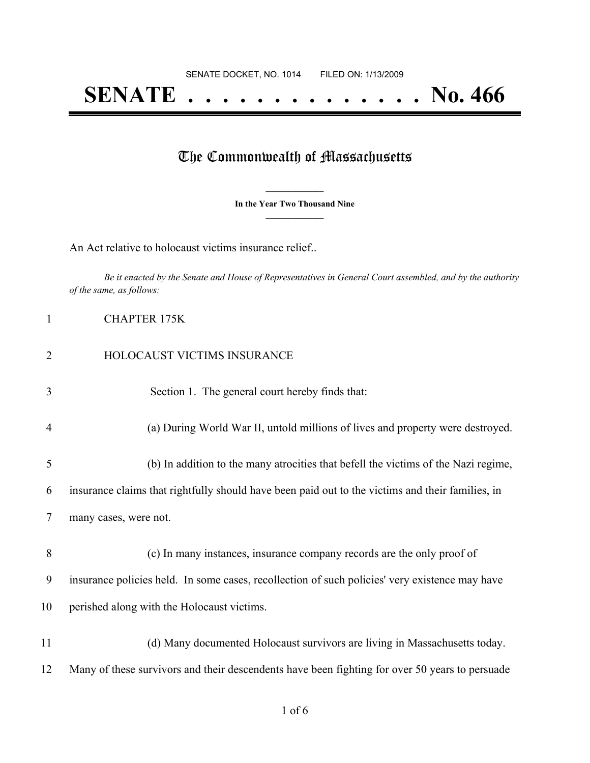SENATE DOCKET, NO. 1014 FILED ON: 1/13/2009

# SENATE . . . . . . . . . . . . . . No. 466

## The Commonwealth of Massachusetts

**In the Year Two Thousand Nine**

An Act relative to holocaust victims insurance relief..

*Be it enacted by the Senate and House of Representatives in General Court assembled, and by the authority of the same, as follows:*

1 CHAPTER 175K

2 HOLOCAUST VICTIMS INSURANCE

3 Section 1. The general court hereby finds that:

4 (a) During World War II, untold millions of lives and property were destroyed.

5 (b) In addition to the many atrocities that befell the victims of the Nazi regime,
6 insurance claims that rightfully should have been paid out to the victims and their families, in
7 many cases, were not.

8 (c) In many instances, insurance company records are the only proof of
9 insurance policies held. In some cases, recollection of such policies' very existence may have
10 perished along with the Holocaust victims.

11 (d) Many documented Holocaust survivors are living in Massachusetts today.
12 Many of these survivors and their descendents have been fighting for over 50 years to persuade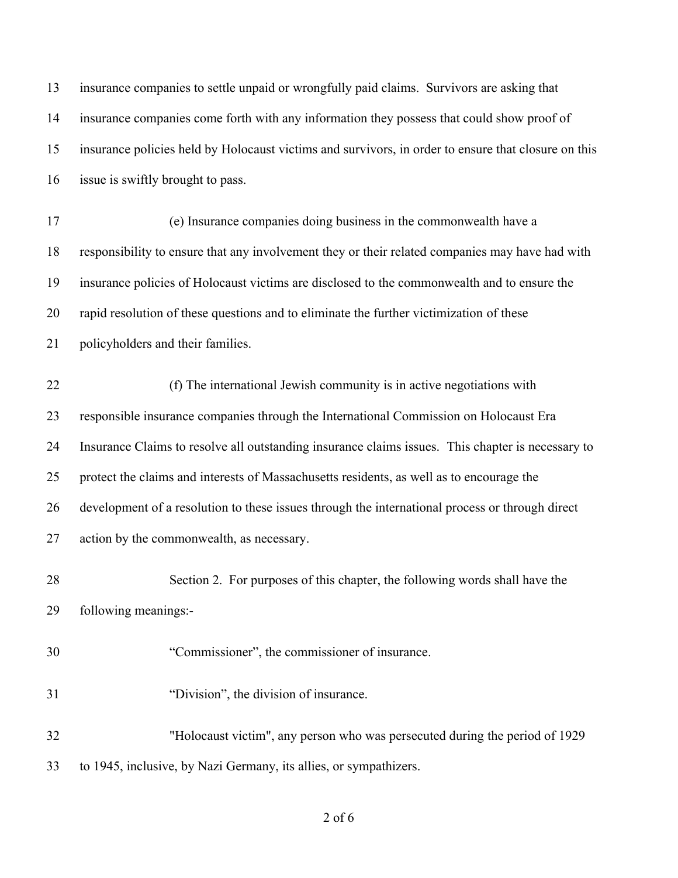insurance companies to settle unpaid or wrongfully paid claims. Survivors are asking that insurance companies come forth with any information they possess that could show proof of insurance policies held by Holocaust victims and survivors, in order to ensure that closure on this issue is swiftly brought to pass.

(e) Insurance companies doing business in the commonwealth have a responsibility to ensure that any involvement they or their related companies may have had with insurance policies of Holocaust victims are disclosed to the commonwealth and to ensure the rapid resolution of these questions and to eliminate the further victimization of these policyholders and their families.

(f) The international Jewish community is in active negotiations with responsible insurance companies through the International Commission on Holocaust Era Insurance Claims to resolve all outstanding insurance claims issues. This chapter is necessary to protect the claims and interests of Massachusetts residents, as well as to encourage the development of a resolution to these issues through the international process or through direct action by the commonwealth, as necessary.

Section 2. For purposes of this chapter, the following words shall have the following meanings:-

"Commissioner", the commissioner of insurance.

"Division", the division of insurance.

"Holocaust victim", any person who was persecuted during the period of 1929 to 1945, inclusive, by Nazi Germany, its allies, or sympathizers.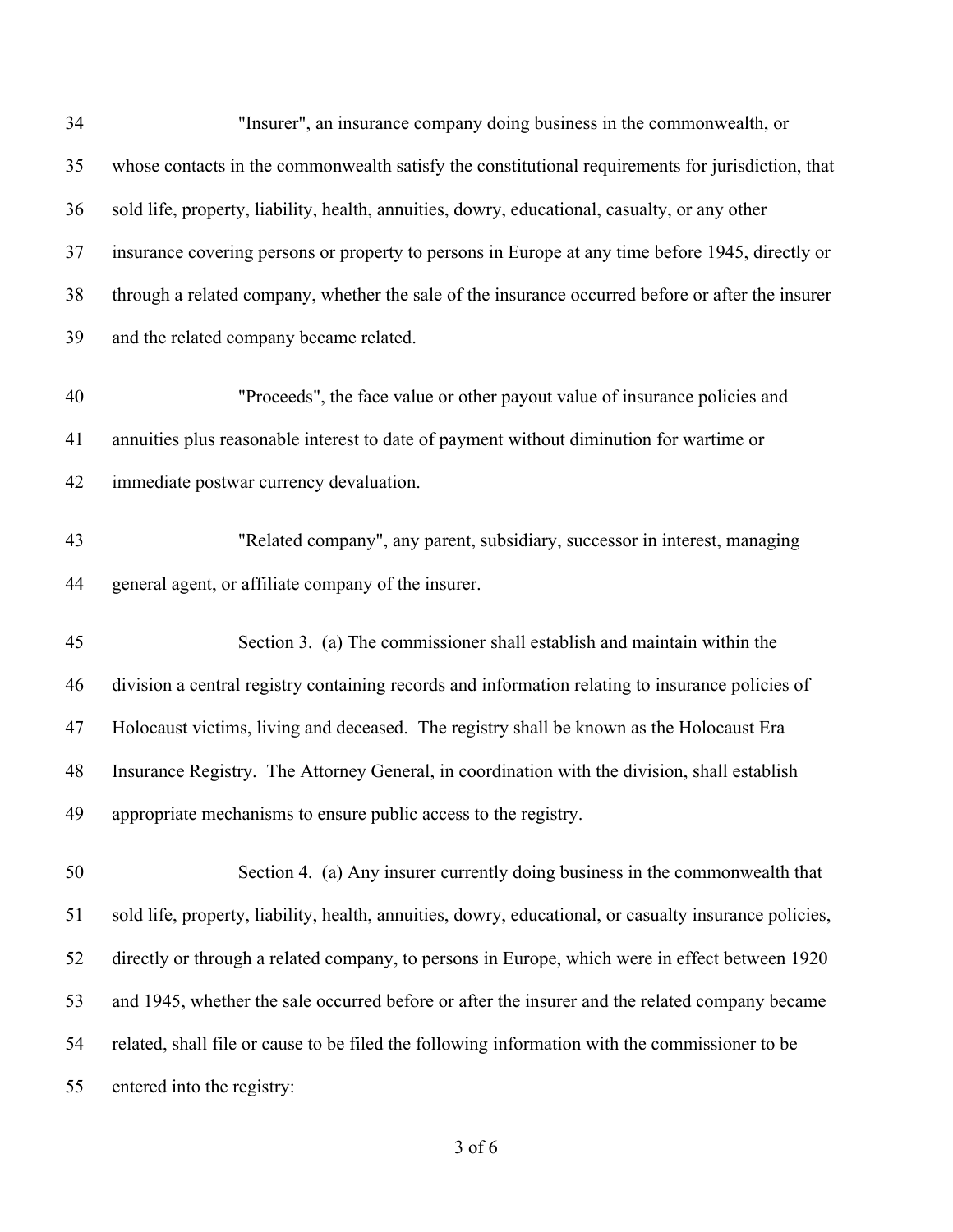"Insurer", an insurance company doing business in the commonwealth, or whose contacts in the commonwealth satisfy the constitutional requirements for jurisdiction, that sold life, property, liability, health, annuities, dowry, educational, casualty, or any other insurance covering persons or property to persons in Europe at any time before 1945, directly or through a related company, whether the sale of the insurance occurred before or after the insurer and the related company became related.

"Proceeds", the face value or other payout value of insurance policies and annuities plus reasonable interest to date of payment without diminution for wartime or immediate postwar currency devaluation.

"Related company", any parent, subsidiary, successor in interest, managing general agent, or affiliate company of the insurer.

Section 3. (a) The commissioner shall establish and maintain within the division a central registry containing records and information relating to insurance policies of Holocaust victims, living and deceased. The registry shall be known as the Holocaust Era Insurance Registry. The Attorney General, in coordination with the division, shall establish appropriate mechanisms to ensure public access to the registry.

Section 4. (a) Any insurer currently doing business in the commonwealth that sold life, property, liability, health, annuities, dowry, educational, or casualty insurance policies, directly or through a related company, to persons in Europe, which were in effect between 1920 and 1945, whether the sale occurred before or after the insurer and the related company became related, shall file or cause to be filed the following information with the commissioner to be entered into the registry: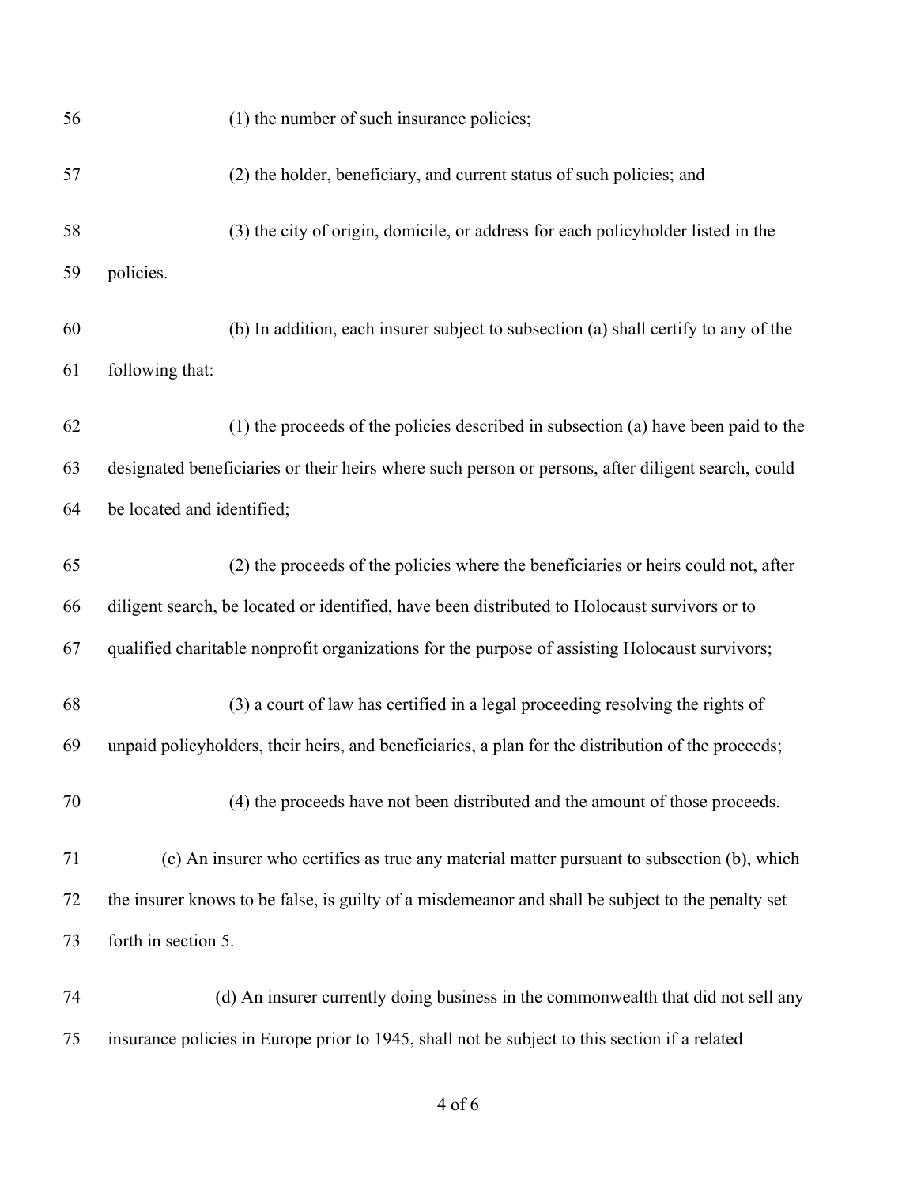(1) the number of such insurance policies;

(2) the holder, beneficiary, and current status of such policies; and

(3) the city of origin, domicile, or address for each policyholder listed in the policies.

(b) In addition, each insurer subject to subsection (a) shall certify to any of the following that:

(1) the proceeds of the policies described in subsection (a) have been paid to the designated beneficiaries or their heirs where such person or persons, after diligent search, could be located and identified;

(2) the proceeds of the policies where the beneficiaries or heirs could not, after diligent search, be located or identified, have been distributed to Holocaust survivors or to qualified charitable nonprofit organizations for the purpose of assisting Holocaust survivors;

(3) a court of law has certified in a legal proceeding resolving the rights of unpaid policyholders, their heirs, and beneficiaries, a plan for the distribution of the proceeds;

(4) the proceeds have not been distributed and the amount of those proceeds.

(c) An insurer who certifies as true any material matter pursuant to subsection (b), which the insurer knows to be false, is guilty of a misdemeanor and shall be subject to the penalty set forth in section 5.

(d) An insurer currently doing business in the commonwealth that did not sell any insurance policies in Europe prior to 1945, shall not be subject to this section if a related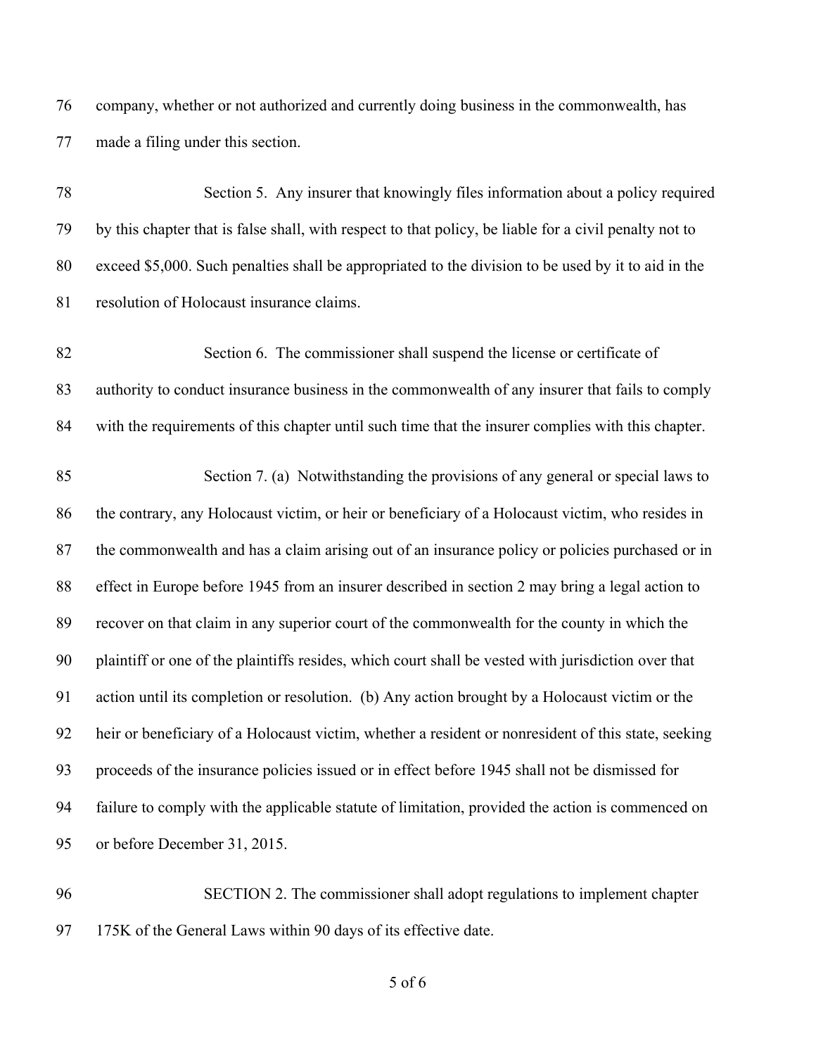company, whether or not authorized and currently doing business in the commonwealth, has made a filing under this section.

Section 5. Any insurer that knowingly files information about a policy required by this chapter that is false shall, with respect to that policy, be liable for a civil penalty not to exceed $5,000. Such penalties shall be appropriated to the division to be used by it to aid in the resolution of Holocaust insurance claims.

Section 6. The commissioner shall suspend the license or certificate of authority to conduct insurance business in the commonwealth of any insurer that fails to comply with the requirements of this chapter until such time that the insurer complies with this chapter.

Section 7. (a) Notwithstanding the provisions of any general or special laws to the contrary, any Holocaust victim, or heir or beneficiary of a Holocaust victim, who resides in the commonwealth and has a claim arising out of an insurance policy or policies purchased or in effect in Europe before 1945 from an insurer described in section 2 may bring a legal action to recover on that claim in any superior court of the commonwealth for the county in which the plaintiff or one of the plaintiffs resides, which court shall be vested with jurisdiction over that action until its completion or resolution. (b) Any action brought by a Holocaust victim or the heir or beneficiary of a Holocaust victim, whether a resident or nonresident of this state, seeking proceeds of the insurance policies issued or in effect before 1945 shall not be dismissed for failure to comply with the applicable statute of limitation, provided the action is commenced on or before December 31, 2015.

SECTION 2. The commissioner shall adopt regulations to implement chapter 175K of the General Laws within 90 days of its effective date.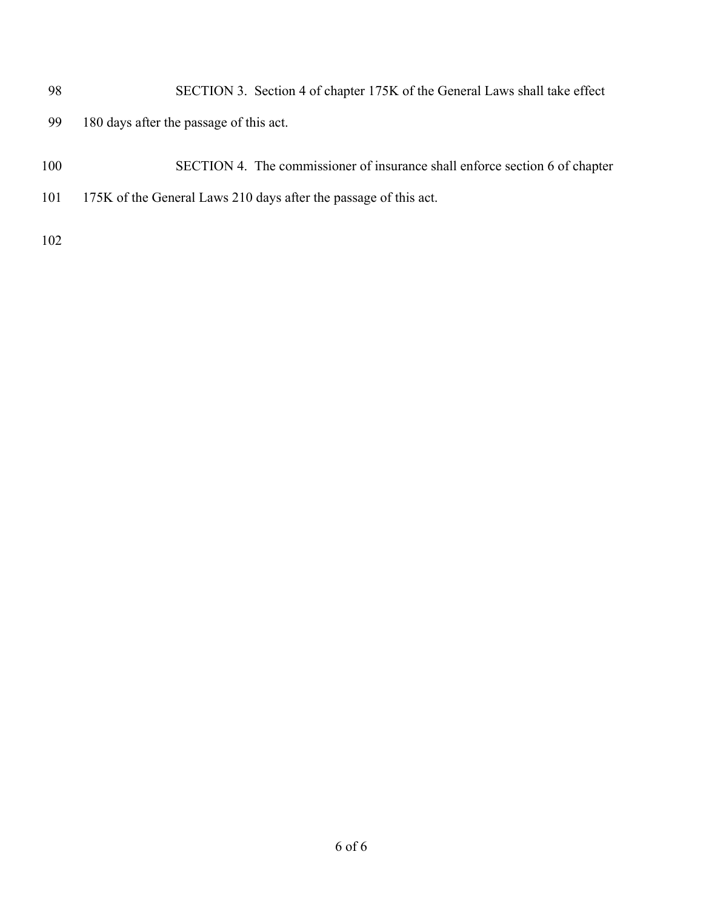SECTION 3. Section 4 of chapter 175K of the General Laws shall take effect 180 days after the passage of this act.

SECTION 4. The commissioner of insurance shall enforce section 6 of chapter 175K of the General Laws 210 days after the passage of this act.